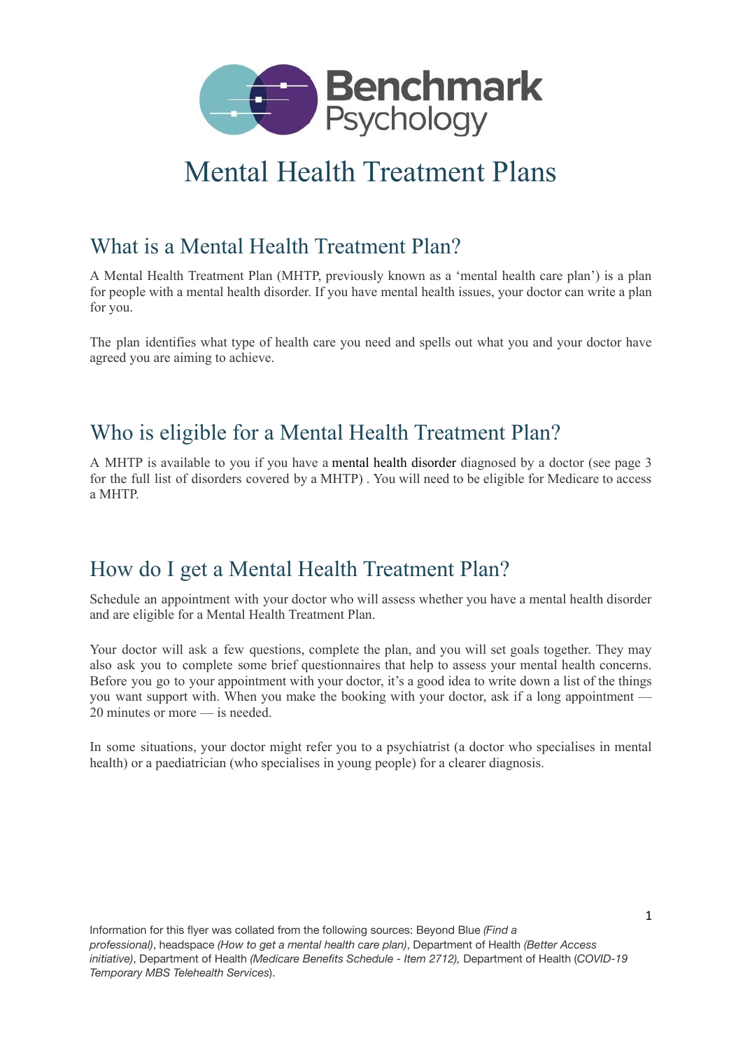Benchmark Psychology

# Mental Health Treatment Plans

## What is a Mental Health Treatment Plan?

A Mental Health Treatment Plan (MHTP, previously known as a 'mental health care plan') is a plan for people with a mental health disorder. If you have mental health issues, your doctor can write a plan for you.

The plan identifies what type of health care you need and spells out what you and your doctor have agreed you are aiming to achieve.

## Who is eligible for a Mental Health Treatment Plan?

A MHTP is available to you if you have a mental health disorder diagnosed by a doctor (see page 3 for the full list of disorders covered by a MHTP) . You will need to be eligible for Medicare to access a MHTP.

## How do I get a Mental Health Treatment Plan?

Schedule an appointment with your doctor who will assess whether you have a mental health disorder and are eligible for a Mental Health Treatment Plan.

Your doctor will ask a few questions, complete the plan, and you will set goals together. They may also ask you to complete some brief questionnaires that help to assess your mental health concerns. Before you go to your appointment with your doctor, it's a good idea to write down a list of the things you want support with. When you make the booking with your doctor, ask if a long appointment — 20 minutes or more — is needed.

In some situations, your doctor might refer you to a psychiatrist (a doctor who specialises in mental health) or a paediatrician (who specialises in young people) for a clearer diagnosis.

Information for this flyer was collated from the following sources: Beyond Blue *(Find a professional)*, headspace *(How to get a mental health care plan)*, Department of Health *(Better Access initiative)*, Department of Health *(Medicare Benefits Schedule - Item 2712),* Department of Health (*COVID-19 Temporary MBS Telehealth Services*).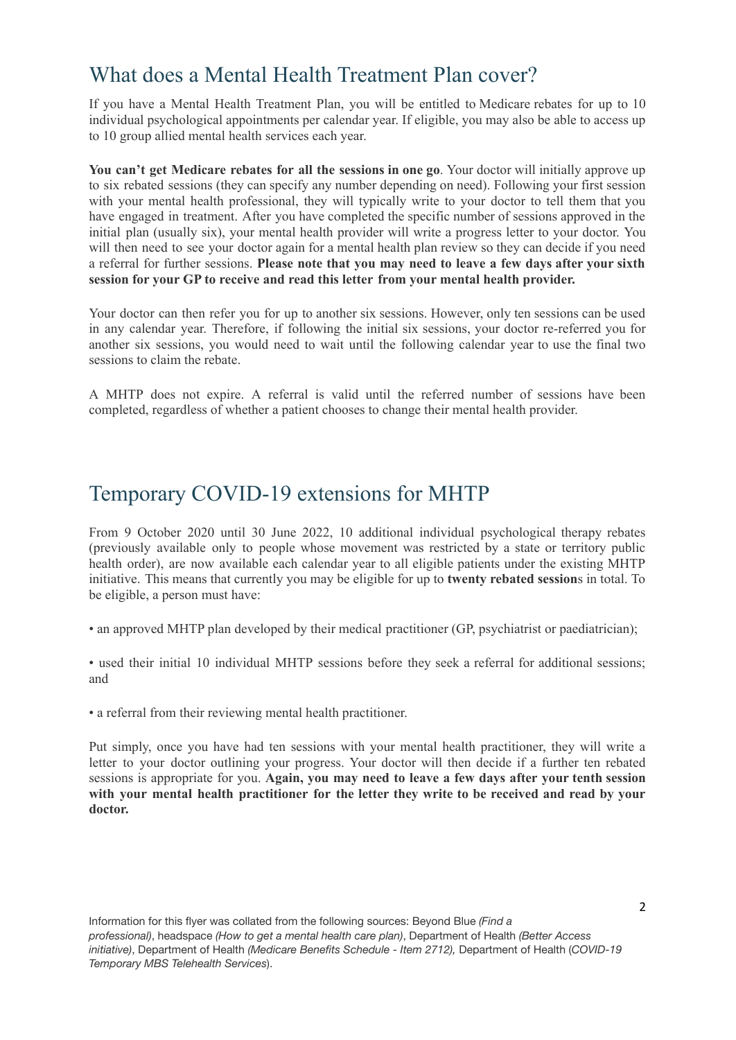## What does a Mental Health Treatment Plan cover?

If you have a Mental Health Treatment Plan, you will be entitled to Medicare rebates for up to 10 individual psychological appointments per calendar year. If eligible, you may also be able to access up to 10 group allied mental health services each year.

**You can't get Medicare rebates for all the sessions in one go**. Your doctor will initially approve up to six rebated sessions (they can specify any number depending on need). Following your first session with your mental health professional, they will typically write to your doctor to tell them that you have engaged in treatment. After you have completed the specific number of sessions approved in the initial plan (usually six), your mental health provider will write a progress letter to your doctor. You will then need to see your doctor again for a mental health plan review so they can decide if you need a referral for further sessions. **Please note that you may need to leave a few days after your sixth session for your GP to receive and read this letter from your mental health provider.**

Your doctor can then refer you for up to another six sessions. However, only ten sessions can be used in any calendar year. Therefore, if following the initial six sessions, your doctor re-referred you for another six sessions, you would need to wait until the following calendar year to use the final two sessions to claim the rebate.

A MHTP does not expire. A referral is valid until the referred number of sessions have been completed, regardless of whether a patient chooses to change their mental health provider.

## Temporary COVID-19 extensions for MHTP

From 9 October 2020 until 30 June 2022, 10 additional individual psychological therapy rebates (previously available only to people whose movement was restricted by a state or territory public health order), are now available each calendar year to all eligible patients under the existing MHTP initiative. This means that currently you may be eligible for up to **twenty rebated session**s in total. To be eligible, a person must have:

- an approved MHTP plan developed by their medical practitioner (GP, psychiatrist or paediatrician);
- used their initial 10 individual MHTP sessions before they seek a referral for additional sessions; and
- a referral from their reviewing mental health practitioner.

Put simply, once you have had ten sessions with your mental health practitioner, they will write a letter to your doctor outlining your progress. Your doctor will then decide if a further ten rebated sessions is appropriate for you. **Again, you may need to leave a few days after your tenth session with your mental health practitioner for the letter they write to be received and read by your doctor.**

Information for this flyer was collated from the following sources: Beyond Blue *(Find a professional)*, headspace *(How to get a mental health care plan)*, Department of Health *(Better Access initiative)*, Department of Health *(Medicare Benefits Schedule - Item 2712),* Department of Health (*COVID-19 Temporary MBS Telehealth Services*).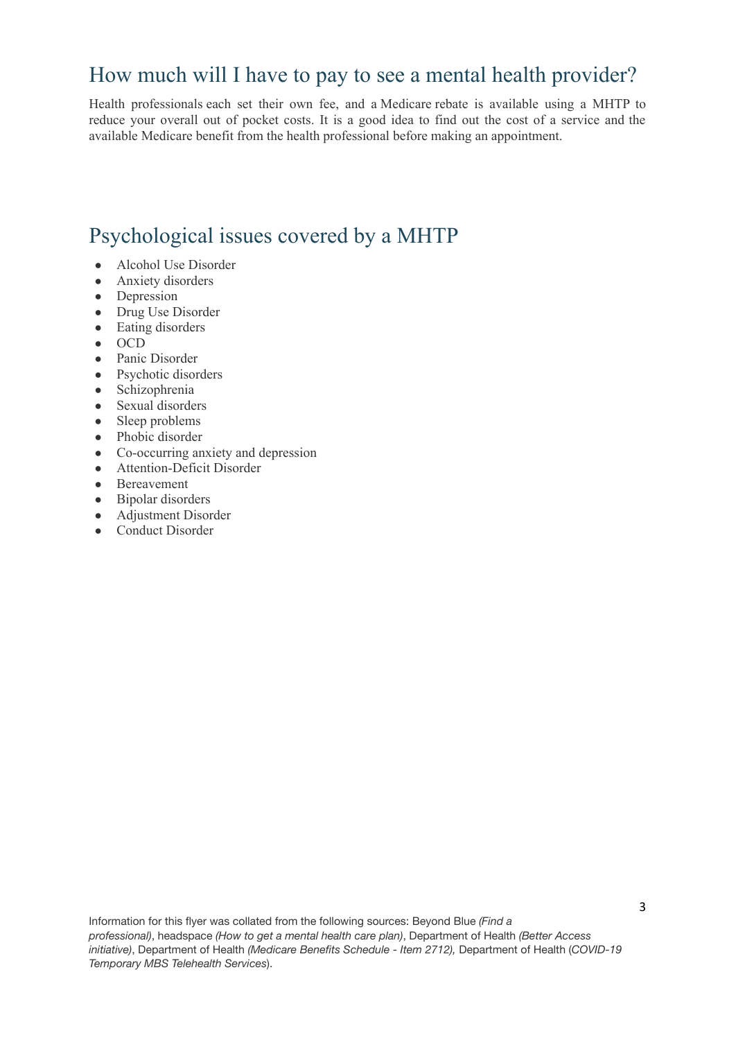## How much will I have to pay to see a mental health provider?

Health professionals each set their own fee, and a Medicare rebate is available using a MHTP to reduce your overall out of pocket costs. It is a good idea to find out the cost of a service and the available Medicare benefit from the health professional before making an appointment.

## Psychological issues covered by a MHTP

- Alcohol Use Disorder
- Anxiety disorders
- Depression
- Drug Use Disorder
- Eating disorders
- OCD
- Panic Disorder
- Psychotic disorders
- Schizophrenia
- Sexual disorders
- Sleep problems
- Phobic disorder
- Co-occurring anxiety and depression
- Attention-Deficit Disorder
- Bereavement
- Bipolar disorders
- Adjustment Disorder
- Conduct Disorder

Information for this flyer was collated from the following sources: Beyond Blue *(Find a professional)*, headspace *(How to get a mental health care plan)*, Department of Health *(Better Access initiative)*, Department of Health *(Medicare Benefits Schedule - Item 2712),* Department of Health (*COVID-19 Temporary MBS Telehealth Services*).